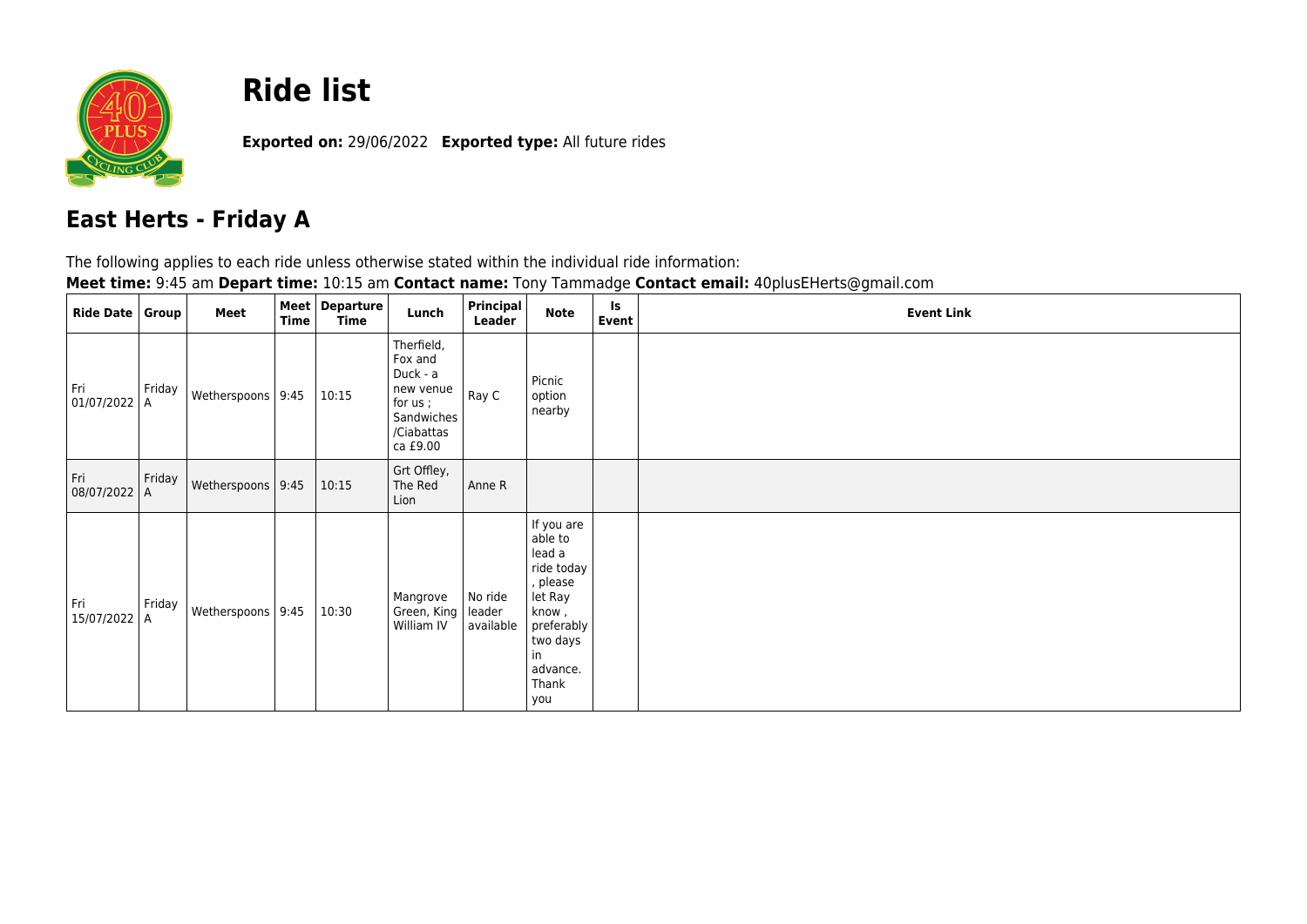# Ride list

**Exported on:** 29/06/2022 **Exported type:** All future rides

## East Herts - Friday A

The following applies to each ride unless otherwise stated within the individual ride information:

**Meet time:** 9:45 am **Depart time:** 10:15 am **Contact name:** Tony Tammadge **Contact email:** 40plusEHerts@gmail.com

| Ride Date | Group | Meet | Meet Time | Departure Time | Lunch | Principal Leader | Note | Is Event | Event Link |
|---|---|---|---|---|---|---|---|---|---|
| Fri 01/07/2022 | Friday A | Wetherspoons | 9:45 | 10:15 | Therfield, Fox and Duck - a new venue for us ; Sandwiches /Ciabattas ca £9.00 | Ray C | Picnic option nearby | | |
| Fri 08/07/2022 | Friday A | Wetherspoons | 9:45 | 10:15 | Grt Offley, The Red Lion | Anne R | | | |
| Fri 15/07/2022 | Friday A | Wetherspoons | 9:45 | 10:30 | Mangrove Green, King William IV | No ride leader available | If you are able to lead a ride today , please let Ray know , preferably two days in advance. Thank you | | |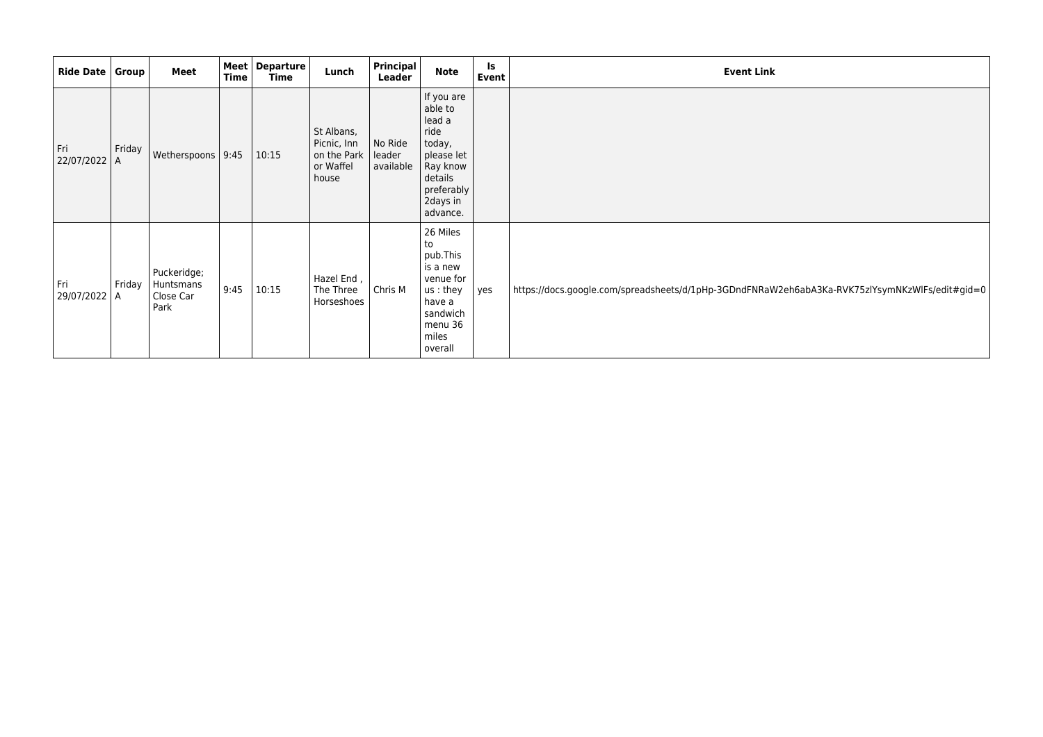| Ride Date | Group | Meet | Meet Time | Departure Time | Lunch | Principal Leader | Note | Is Event | Event Link |
|---|---|---|---|---|---|---|---|---|---|
| Fri 22/07/2022 | Friday A | Wetherspoons | 9:45 | 10:15 | St Albans, Picnic, Inn on the Park or Waffel house | No Ride leader available | If you are able to lead a ride today, please let Ray know details preferably 2days in advance. | | |
| Fri 29/07/2022 | Friday A | Puckeridge; Huntsmans Close Car Park | 9:45 | 10:15 | Hazel End , The Three Horseshoes | Chris M | 26 Miles to pub.This is a new venue for us : they have a sandwich menu 36 miles overall | yes | https://docs.google.com/spreadsheets/d/1pHp-3GDndFNRaW2eh6abA3Ka-RVK75zlYsymNKzWlFs/edit#gid=0 |